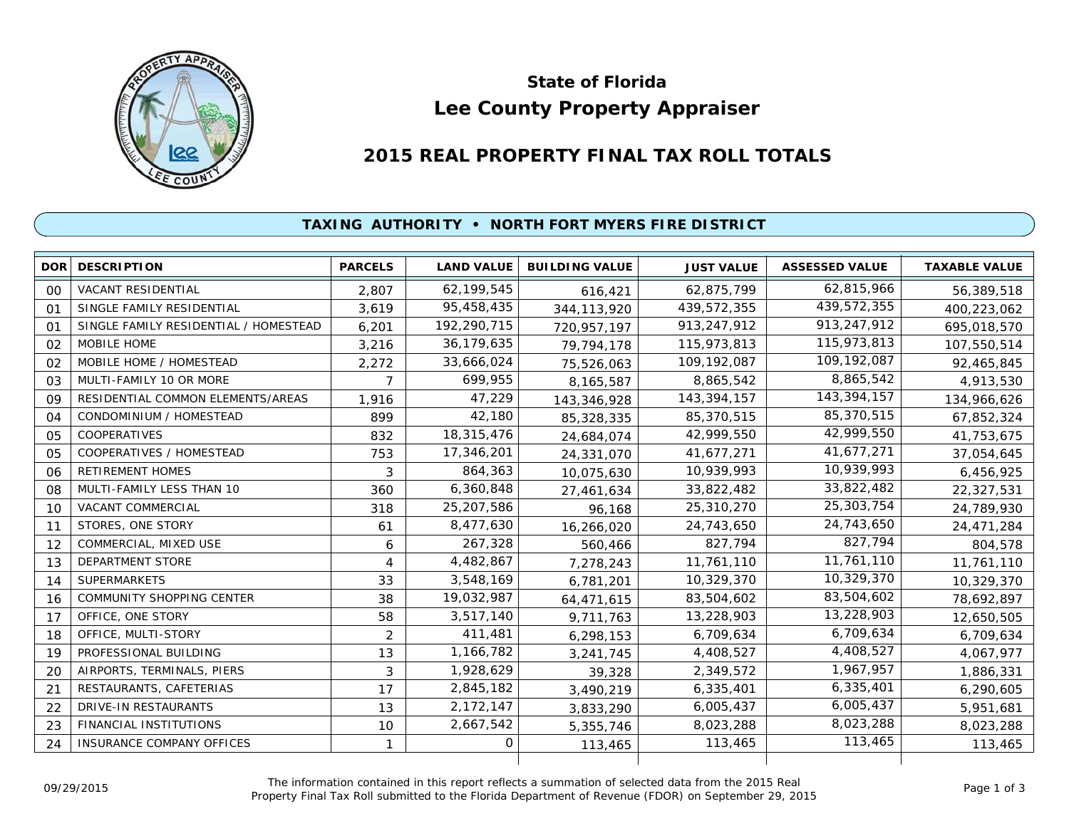# State of Florida
# Lee County Property Appraiser

## 2015 REAL PROPERTY FINAL TAX ROLL TOTALS

### TAXING AUTHORITY • NORTH FORT MYERS FIRE DISTRICT

| DOR | DESCRIPTION | PARCELS | LAND VALUE | BUILDING VALUE | JUST VALUE | ASSESSED VALUE | TAXABLE VALUE |
|---|---|---|---|---|---|---|---|
| 00 | VACANT RESIDENTIAL | 2,807 | 62,199,545 | 616,421 | 62,875,799 | 62,815,966 | 56,389,518 |
| 01 | SINGLE FAMILY RESIDENTIAL | 3,619 | 95,458,435 | 344,113,920 | 439,572,355 | 439,572,355 | 400,223,062 |
| 01 | SINGLE FAMILY RESIDENTIAL / HOMESTEAD | 6,201 | 192,290,715 | 720,957,197 | 913,247,912 | 913,247,912 | 695,018,570 |
| 02 | MOBILE HOME | 3,216 | 36,179,635 | 79,794,178 | 115,973,813 | 115,973,813 | 107,550,514 |
| 02 | MOBILE HOME / HOMESTEAD | 2,272 | 33,666,024 | 75,526,063 | 109,192,087 | 109,192,087 | 92,465,845 |
| 03 | MULTI-FAMILY 10 OR MORE | 7 | 699,955 | 8,165,587 | 8,865,542 | 8,865,542 | 4,913,530 |
| 09 | RESIDENTIAL COMMON ELEMENTS/AREAS | 1,916 | 47,229 | 143,346,928 | 143,394,157 | 143,394,157 | 134,966,626 |
| 04 | CONDOMINIUM / HOMESTEAD | 899 | 42,180 | 85,328,335 | 85,370,515 | 85,370,515 | 67,852,324 |
| 05 | COOPERATIVES | 832 | 18,315,476 | 24,684,074 | 42,999,550 | 42,999,550 | 41,753,675 |
| 05 | COOPERATIVES / HOMESTEAD | 753 | 17,346,201 | 24,331,070 | 41,677,271 | 41,677,271 | 37,054,645 |
| 06 | RETIREMENT HOMES | 3 | 864,363 | 10,075,630 | 10,939,993 | 10,939,993 | 6,456,925 |
| 08 | MULTI-FAMILY LESS THAN 10 | 360 | 6,360,848 | 27,461,634 | 33,822,482 | 33,822,482 | 22,327,531 |
| 10 | VACANT COMMERCIAL | 318 | 25,207,586 | 96,168 | 25,310,270 | 25,303,754 | 24,789,930 |
| 11 | STORES, ONE STORY | 61 | 8,477,630 | 16,266,020 | 24,743,650 | 24,743,650 | 24,471,284 |
| 12 | COMMERCIAL, MIXED USE | 6 | 267,328 | 560,466 | 827,794 | 827,794 | 804,578 |
| 13 | DEPARTMENT STORE | 4 | 4,482,867 | 7,278,243 | 11,761,110 | 11,761,110 | 11,761,110 |
| 14 | SUPERMARKETS | 33 | 3,548,169 | 6,781,201 | 10,329,370 | 10,329,370 | 10,329,370 |
| 16 | COMMUNITY SHOPPING CENTER | 38 | 19,032,987 | 64,471,615 | 83,504,602 | 83,504,602 | 78,692,897 |
| 17 | OFFICE, ONE STORY | 58 | 3,517,140 | 9,711,763 | 13,228,903 | 13,228,903 | 12,650,505 |
| 18 | OFFICE, MULTI-STORY | 2 | 411,481 | 6,298,153 | 6,709,634 | 6,709,634 | 6,709,634 |
| 19 | PROFESSIONAL BUILDING | 13 | 1,166,782 | 3,241,745 | 4,408,527 | 4,408,527 | 4,067,977 |
| 20 | AIRPORTS, TERMINALS, PIERS | 3 | 1,928,629 | 39,328 | 2,349,572 | 1,967,957 | 1,886,331 |
| 21 | RESTAURANTS, CAFETERIAS | 17 | 2,845,182 | 3,490,219 | 6,335,401 | 6,335,401 | 6,290,605 |
| 22 | DRIVE-IN RESTAURANTS | 13 | 2,172,147 | 3,833,290 | 6,005,437 | 6,005,437 | 5,951,681 |
| 23 | FINANCIAL INSTITUTIONS | 10 | 2,667,542 | 5,355,746 | 8,023,288 | 8,023,288 | 8,023,288 |
| 24 | INSURANCE COMPANY OFFICES | 1 | 0 | 113,465 | 113,465 | 113,465 | 113,465 |

09/29/2015

The information contained in this report reflects a summation of selected data from the 2015 Real Property Final Tax Roll submitted to the Florida Department of Revenue (FDOR) on September 29, 2015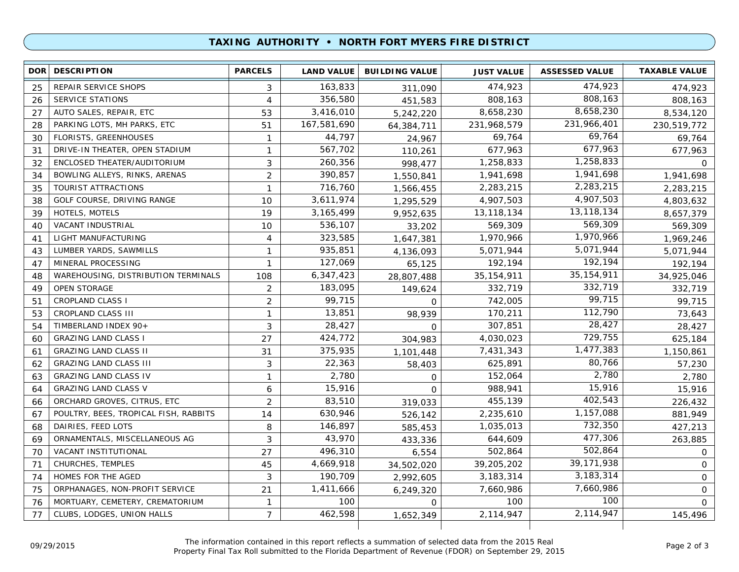## TAXING AUTHORITY • NORTH FORT MYERS FIRE DISTRICT

| DOR | DESCRIPTION | PARCELS | LAND VALUE | BUILDING VALUE | JUST VALUE | ASSESSED VALUE | TAXABLE VALUE |
|---|---|---|---|---|---|---|---|
| 25 | REPAIR SERVICE SHOPS | 3 | 163,833 | 311,090 | 474,923 | 474,923 | 474,923 |
| 26 | SERVICE STATIONS | 4 | 356,580 | 451,583 | 808,163 | 808,163 | 808,163 |
| 27 | AUTO SALES, REPAIR, ETC | 53 | 3,416,010 | 5,242,220 | 8,658,230 | 8,658,230 | 8,534,120 |
| 28 | PARKING LOTS, MH PARKS, ETC | 51 | 167,581,690 | 64,384,711 | 231,968,579 | 231,966,401 | 230,519,772 |
| 30 | FLORISTS, GREENHOUSES | 1 | 44,797 | 24,967 | 69,764 | 69,764 | 69,764 |
| 31 | DRIVE-IN THEATER, OPEN STADIUM | 1 | 567,702 | 110,261 | 677,963 | 677,963 | 677,963 |
| 32 | ENCLOSED THEATER/AUDITORIUM | 3 | 260,356 | 998,477 | 1,258,833 | 1,258,833 | 0 |
| 34 | BOWLING ALLEYS, RINKS, ARENAS | 2 | 390,857 | 1,550,841 | 1,941,698 | 1,941,698 | 1,941,698 |
| 35 | TOURIST ATTRACTIONS | 1 | 716,760 | 1,566,455 | 2,283,215 | 2,283,215 | 2,283,215 |
| 38 | GOLF COURSE, DRIVING RANGE | 10 | 3,611,974 | 1,295,529 | 4,907,503 | 4,907,503 | 4,803,632 |
| 39 | HOTELS, MOTELS | 19 | 3,165,499 | 9,952,635 | 13,118,134 | 13,118,134 | 8,657,379 |
| 40 | VACANT INDUSTRIAL | 10 | 536,107 | 33,202 | 569,309 | 569,309 | 569,309 |
| 41 | LIGHT MANUFACTURING | 4 | 323,585 | 1,647,381 | 1,970,966 | 1,970,966 | 1,969,246 |
| 43 | LUMBER YARDS, SAWMILLS | 1 | 935,851 | 4,136,093 | 5,071,944 | 5,071,944 | 5,071,944 |
| 47 | MINERAL PROCESSING | 1 | 127,069 | 65,125 | 192,194 | 192,194 | 192,194 |
| 48 | WAREHOUSING, DISTRIBUTION TERMINALS | 108 | 6,347,423 | 28,807,488 | 35,154,911 | 35,154,911 | 34,925,046 |
| 49 | OPEN STORAGE | 2 | 183,095 | 149,624 | 332,719 | 332,719 | 332,719 |
| 51 | CROPLAND CLASS I | 2 | 99,715 | 0 | 742,005 | 99,715 | 99,715 |
| 53 | CROPLAND CLASS III | 1 | 13,851 | 98,939 | 170,211 | 112,790 | 73,643 |
| 54 | TIMBERLAND INDEX 90+ | 3 | 28,427 | 0 | 307,851 | 28,427 | 28,427 |
| 60 | GRAZING LAND CLASS I | 27 | 424,772 | 304,983 | 4,030,023 | 729,755 | 625,184 |
| 61 | GRAZING LAND CLASS II | 31 | 375,935 | 1,101,448 | 7,431,343 | 1,477,383 | 1,150,861 |
| 62 | GRAZING LAND CLASS III | 3 | 22,363 | 58,403 | 625,891 | 80,766 | 57,230 |
| 63 | GRAZING LAND CLASS IV | 1 | 2,780 | 0 | 152,064 | 2,780 | 2,780 |
| 64 | GRAZING LAND CLASS V | 6 | 15,916 | 0 | 988,941 | 15,916 | 15,916 |
| 66 | ORCHARD GROVES, CITRUS, ETC | 2 | 83,510 | 319,033 | 455,139 | 402,543 | 226,432 |
| 67 | POULTRY, BEES, TROPICAL FISH, RABBITS | 14 | 630,946 | 526,142 | 2,235,610 | 1,157,088 | 881,949 |
| 68 | DAIRIES, FEED LOTS | 8 | 146,897 | 585,453 | 1,035,013 | 732,350 | 427,213 |
| 69 | ORNAMENTALS, MISCELLANEOUS AG | 3 | 43,970 | 433,336 | 644,609 | 477,306 | 263,885 |
| 70 | VACANT INSTITUTIONAL | 27 | 496,310 | 6,554 | 502,864 | 502,864 | 0 |
| 71 | CHURCHES, TEMPLES | 45 | 4,669,918 | 34,502,020 | 39,205,202 | 39,171,938 | 0 |
| 74 | HOMES FOR THE AGED | 3 | 190,709 | 2,992,605 | 3,183,314 | 3,183,314 | 0 |
| 75 | ORPHANAGES, NON-PROFIT SERVICE | 21 | 1,411,666 | 6,249,320 | 7,660,986 | 7,660,986 | 0 |
| 76 | MORTUARY, CEMETERY, CREMATORIUM | 1 | 100 | 0 | 100 | 100 | 0 |
| 77 | CLUBS, LODGES, UNION HALLS | 7 | 462,598 | 1,652,349 | 2,114,947 | 2,114,947 | 145,496 |

09/29/2015

The information contained in this report reflects a summation of selected data from the 2015 Real Property Final Tax Roll submitted to the Florida Department of Revenue (FDOR) on September 29, 2015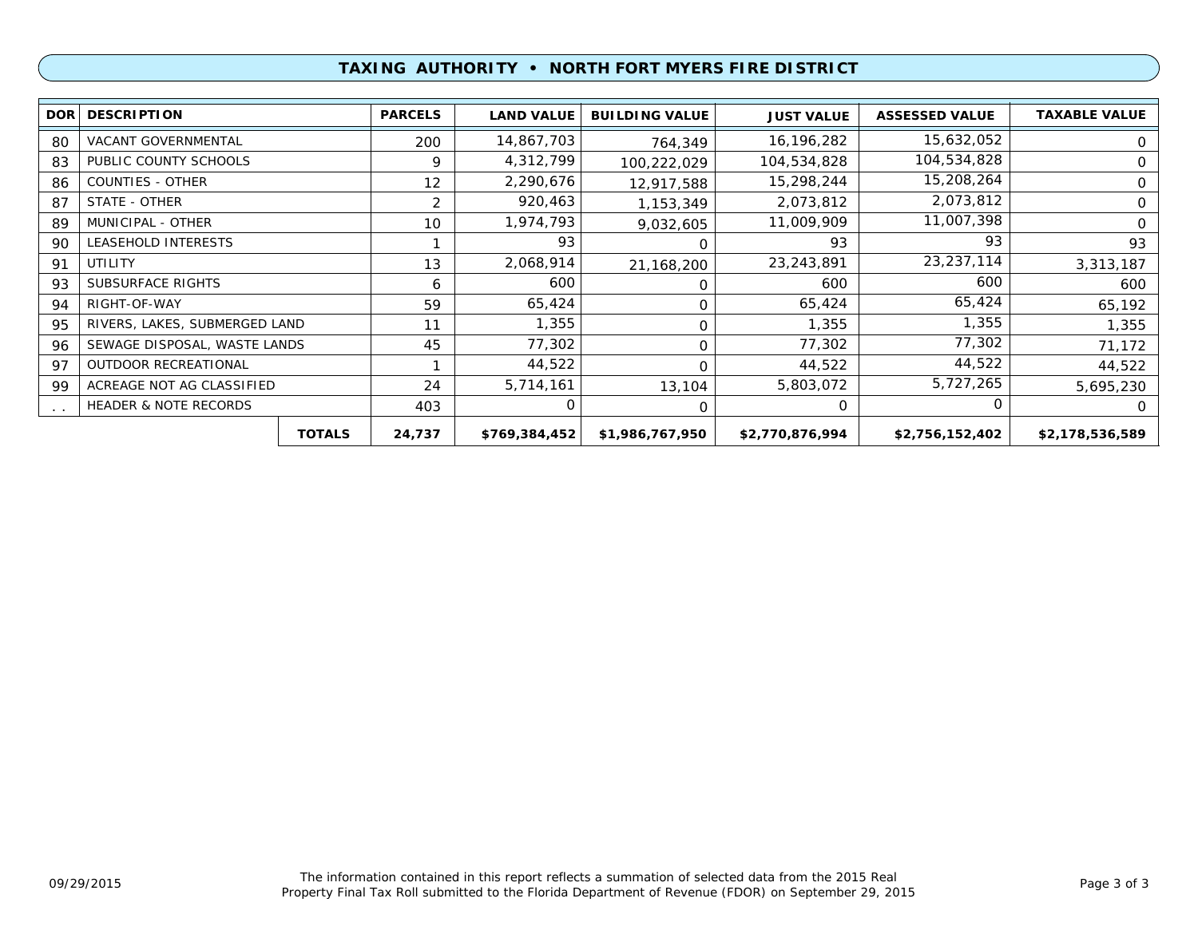## TAXING AUTHORITY • NORTH FORT MYERS FIRE DISTRICT

| DOR | DESCRIPTION | PARCELS | LAND VALUE | BUILDING VALUE | JUST VALUE | ASSESSED VALUE | TAXABLE VALUE |
|---|---|---|---|---|---|---|---|
| 80 | VACANT GOVERNMENTAL | 200 | 14,867,703 | 764,349 | 16,196,282 | 15,632,052 | 0 |
| 83 | PUBLIC COUNTY SCHOOLS | 9 | 4,312,799 | 100,222,029 | 104,534,828 | 104,534,828 | 0 |
| 86 | COUNTIES - OTHER | 12 | 2,290,676 | 12,917,588 | 15,298,244 | 15,208,264 | 0 |
| 87 | STATE - OTHER | 2 | 920,463 | 1,153,349 | 2,073,812 | 2,073,812 | 0 |
| 89 | MUNICIPAL - OTHER | 10 | 1,974,793 | 9,032,605 | 11,009,909 | 11,007,398 | 0 |
| 90 | LEASEHOLD INTERESTS | 1 | 93 | 0 | 93 | 93 | 93 |
| 91 | UTILITY | 13 | 2,068,914 | 21,168,200 | 23,243,891 | 23,237,114 | 3,313,187 |
| 93 | SUBSURFACE RIGHTS | 6 | 600 | 0 | 600 | 600 | 600 |
| 94 | RIGHT-OF-WAY | 59 | 65,424 | 0 | 65,424 | 65,424 | 65,192 |
| 95 | RIVERS, LAKES, SUBMERGED LAND | 11 | 1,355 | 0 | 1,355 | 1,355 | 1,355 |
| 96 | SEWAGE DISPOSAL, WASTE LANDS | 45 | 77,302 | 0 | 77,302 | 77,302 | 71,172 |
| 97 | OUTDOOR RECREATIONAL | 1 | 44,522 | 0 | 44,522 | 44,522 | 44,522 |
| 99 | ACREAGE NOT AG CLASSIFIED | 24 | 5,714,161 | 13,104 | 5,803,072 | 5,727,265 | 5,695,230 |
| . . | HEADER & NOTE RECORDS | 403 | 0 | 0 | 0 | 0 | 0 |
| | **TOTALS** | **24,737** | **$769,384,452** | **$1,986,767,950** | **$2,770,876,994** | **$2,756,152,402** | **$2,178,536,589** |

09/29/2015

The information contained in this report reflects a summation of selected data from the 2015 Real Property Final Tax Roll submitted to the Florida Department of Revenue (FDOR) on September 29, 2015